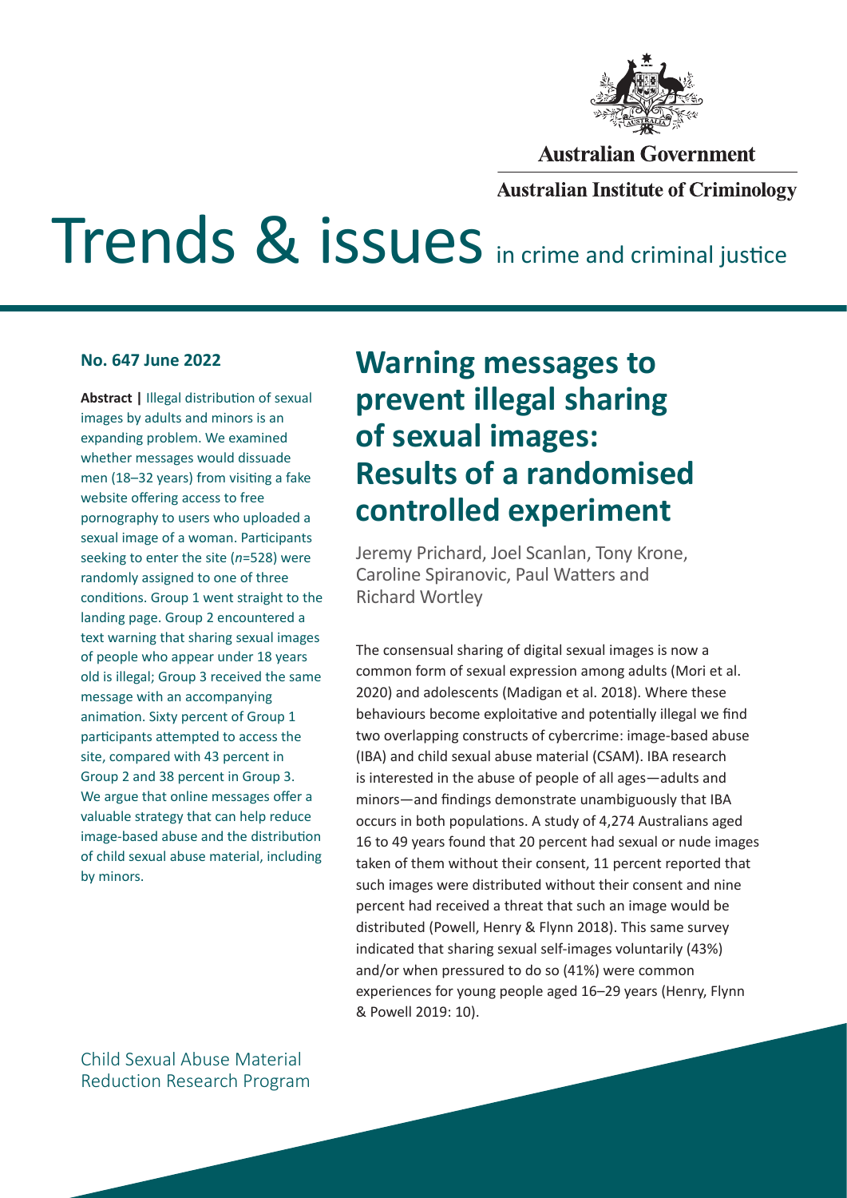Australian Government

Australian Institute of Criminology

# Trends & issues in crime and criminal justice

**No. 647 June 2022**

**Abstract |** Illegal distribution of sexual images by adults and minors is an expanding problem. We examined whether messages would dissuade men (18–32 years) from visiting a fake website offering access to free pornography to users who uploaded a sexual image of a woman. Participants seeking to enter the site (*n*=528) were randomly assigned to one of three conditions. Group 1 went straight to the landing page. Group 2 encountered a text warning that sharing sexual images of people who appear under 18 years old is illegal; Group 3 received the same message with an accompanying animation. Sixty percent of Group 1 participants attempted to access the site, compared with 43 percent in Group 2 and 38 percent in Group 3. We argue that online messages offer a valuable strategy that can help reduce image-based abuse and the distribution of child sexual abuse material, including by minors.

Child Sexual Abuse Material Reduction Research Program

## Warning messages to prevent illegal sharing of sexual images: Results of a randomised controlled experiment

Jeremy Prichard, Joel Scanlan, Tony Krone, Caroline Spiranovic, Paul Watters and Richard Wortley

The consensual sharing of digital sexual images is now a common form of sexual expression among adults (Mori et al. 2020) and adolescents (Madigan et al. 2018). Where these behaviours become exploitative and potentially illegal we find two overlapping constructs of cybercrime: image-based abuse (IBA) and child sexual abuse material (CSAM). IBA research is interested in the abuse of people of all ages—adults and minors—and findings demonstrate unambiguously that IBA occurs in both populations. A study of 4,274 Australians aged 16 to 49 years found that 20 percent had sexual or nude images taken of them without their consent, 11 percent reported that such images were distributed without their consent and nine percent had received a threat that such an image would be distributed (Powell, Henry & Flynn 2018). This same survey indicated that sharing sexual self-images voluntarily (43%) and/or when pressured to do so (41%) were common experiences for young people aged 16–29 years (Henry, Flynn & Powell 2019: 10).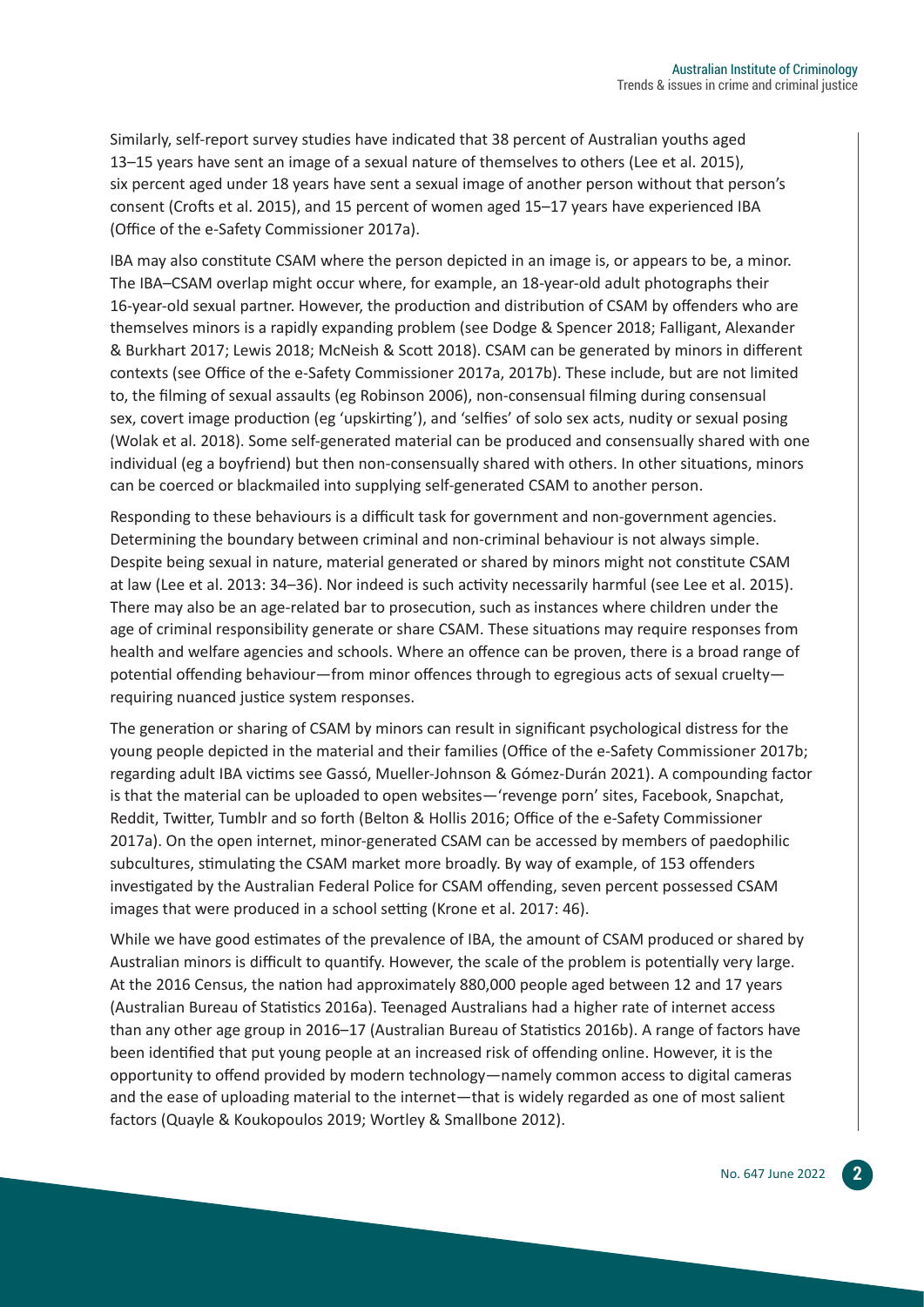Similarly, self-report survey studies have indicated that 38 percent of Australian youths aged 13–15 years have sent an image of a sexual nature of themselves to others (Lee et al. 2015), six percent aged under 18 years have sent a sexual image of another person without that person's consent (Crofts et al. 2015), and 15 percent of women aged 15–17 years have experienced IBA (Office of the e-Safety Commissioner 2017a).

IBA may also constitute CSAM where the person depicted in an image is, or appears to be, a minor. The IBA–CSAM overlap might occur where, for example, an 18-year-old adult photographs their 16-year-old sexual partner. However, the production and distribution of CSAM by offenders who are themselves minors is a rapidly expanding problem (see Dodge & Spencer 2018; Falligant, Alexander & Burkhart 2017; Lewis 2018; McNeish & Scott 2018). CSAM can be generated by minors in different contexts (see Office of the e-Safety Commissioner 2017a, 2017b). These include, but are not limited to, the filming of sexual assaults (eg Robinson 2006), non-consensual filming during consensual sex, covert image production (eg 'upskirting'), and 'selfies' of solo sex acts, nudity or sexual posing (Wolak et al. 2018). Some self-generated material can be produced and consensually shared with one individual (eg a boyfriend) but then non-consensually shared with others. In other situations, minors can be coerced or blackmailed into supplying self-generated CSAM to another person.

Responding to these behaviours is a difficult task for government and non-government agencies. Determining the boundary between criminal and non-criminal behaviour is not always simple. Despite being sexual in nature, material generated or shared by minors might not constitute CSAM at law (Lee et al. 2013: 34–36). Nor indeed is such activity necessarily harmful (see Lee et al. 2015). There may also be an age-related bar to prosecution, such as instances where children under the age of criminal responsibility generate or share CSAM. These situations may require responses from health and welfare agencies and schools. Where an offence can be proven, there is a broad range of potential offending behaviour—from minor offences through to egregious acts of sexual cruelty—requiring nuanced justice system responses.

The generation or sharing of CSAM by minors can result in significant psychological distress for the young people depicted in the material and their families (Office of the e-Safety Commissioner 2017b; regarding adult IBA victims see Gassó, Mueller-Johnson & Gómez-Durán 2021). A compounding factor is that the material can be uploaded to open websites—'revenge porn' sites, Facebook, Snapchat, Reddit, Twitter, Tumblr and so forth (Belton & Hollis 2016; Office of the e-Safety Commissioner 2017a). On the open internet, minor-generated CSAM can be accessed by members of paedophilic subcultures, stimulating the CSAM market more broadly. By way of example, of 153 offenders investigated by the Australian Federal Police for CSAM offending, seven percent possessed CSAM images that were produced in a school setting (Krone et al. 2017: 46).

While we have good estimates of the prevalence of IBA, the amount of CSAM produced or shared by Australian minors is difficult to quantify. However, the scale of the problem is potentially very large. At the 2016 Census, the nation had approximately 880,000 people aged between 12 and 17 years (Australian Bureau of Statistics 2016a). Teenaged Australians had a higher rate of internet access than any other age group in 2016–17 (Australian Bureau of Statistics 2016b). A range of factors have been identified that put young people at an increased risk of offending online. However, it is the opportunity to offend provided by modern technology—namely common access to digital cameras and the ease of uploading material to the internet—that is widely regarded as one of most salient factors (Quayle & Koukopoulos 2019; Wortley & Smallbone 2012).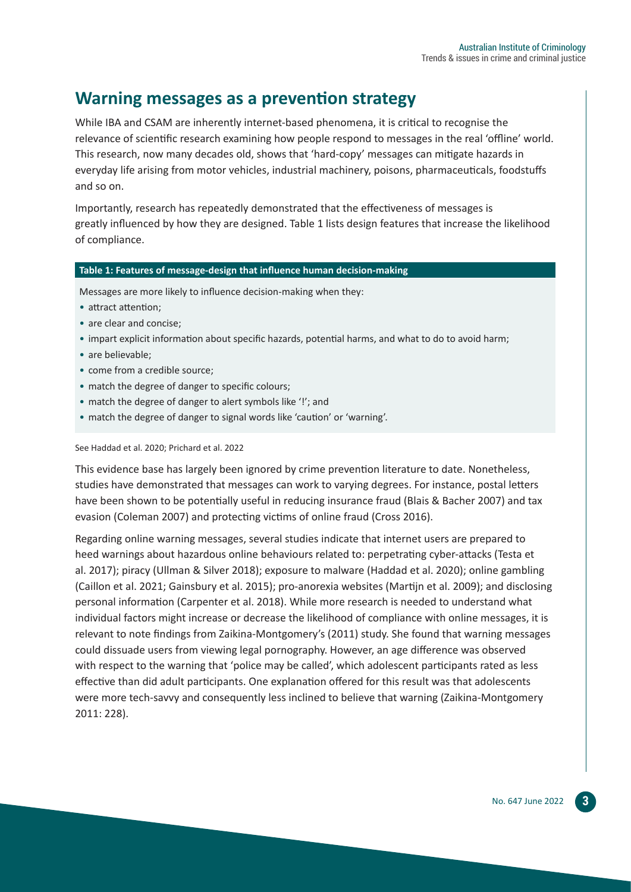## Warning messages as a prevention strategy

While IBA and CSAM are inherently internet-based phenomena, it is critical to recognise the relevance of scientific research examining how people respond to messages in the real 'offline' world. This research, now many decades old, shows that 'hard-copy' messages can mitigate hazards in everyday life arising from motor vehicles, industrial machinery, poisons, pharmaceuticals, foodstuffs and so on.

Importantly, research has repeatedly demonstrated that the effectiveness of messages is greatly influenced by how they are designed. Table 1 lists design features that increase the likelihood of compliance.

**Table 1: Features of message-design that influence human decision-making**

Messages are more likely to influence decision-making when they:

- attract attention;
- are clear and concise;
- impart explicit information about specific hazards, potential harms, and what to do to avoid harm;
- are believable;
- come from a credible source;
- match the degree of danger to specific colours;
- match the degree of danger to alert symbols like '!'; and
- match the degree of danger to signal words like 'caution' or 'warning'.

See Haddad et al. 2020; Prichard et al. 2022

This evidence base has largely been ignored by crime prevention literature to date. Nonetheless, studies have demonstrated that messages can work to varying degrees. For instance, postal letters have been shown to be potentially useful in reducing insurance fraud (Blais & Bacher 2007) and tax evasion (Coleman 2007) and protecting victims of online fraud (Cross 2016).

Regarding online warning messages, several studies indicate that internet users are prepared to heed warnings about hazardous online behaviours related to: perpetrating cyber-attacks (Testa et al. 2017); piracy (Ullman & Silver 2018); exposure to malware (Haddad et al. 2020); online gambling (Caillon et al. 2021; Gainsbury et al. 2015); pro-anorexia websites (Martijn et al. 2009); and disclosing personal information (Carpenter et al. 2018). While more research is needed to understand what individual factors might increase or decrease the likelihood of compliance with online messages, it is relevant to note findings from Zaikina-Montgomery's (2011) study. She found that warning messages could dissuade users from viewing legal pornography. However, an age difference was observed with respect to the warning that 'police may be called', which adolescent participants rated as less effective than did adult participants. One explanation offered for this result was that adolescents were more tech-savvy and consequently less inclined to believe that warning (Zaikina-Montgomery 2011: 228).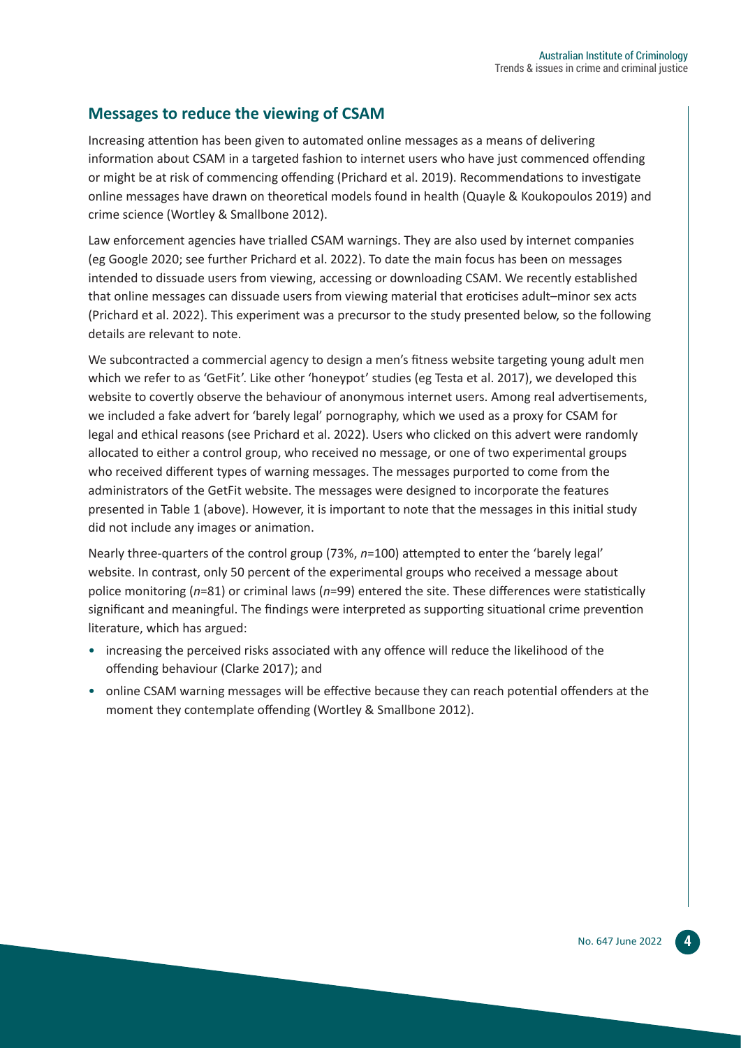## Messages to reduce the viewing of CSAM

Increasing attention has been given to automated online messages as a means of delivering information about CSAM in a targeted fashion to internet users who have just commenced offending or might be at risk of commencing offending (Prichard et al. 2019). Recommendations to investigate online messages have drawn on theoretical models found in health (Quayle & Koukopoulos 2019) and crime science (Wortley & Smallbone 2012).

Law enforcement agencies have trialled CSAM warnings. They are also used by internet companies (eg Google 2020; see further Prichard et al. 2022). To date the main focus has been on messages intended to dissuade users from viewing, accessing or downloading CSAM. We recently established that online messages can dissuade users from viewing material that eroticises adult–minor sex acts (Prichard et al. 2022). This experiment was a precursor to the study presented below, so the following details are relevant to note.

We subcontracted a commercial agency to design a men's fitness website targeting young adult men which we refer to as 'GetFit'. Like other 'honeypot' studies (eg Testa et al. 2017), we developed this website to covertly observe the behaviour of anonymous internet users. Among real advertisements, we included a fake advert for 'barely legal' pornography, which we used as a proxy for CSAM for legal and ethical reasons (see Prichard et al. 2022). Users who clicked on this advert were randomly allocated to either a control group, who received no message, or one of two experimental groups who received different types of warning messages. The messages purported to come from the administrators of the GetFit website. The messages were designed to incorporate the features presented in Table 1 (above). However, it is important to note that the messages in this initial study did not include any images or animation.

Nearly three-quarters of the control group (73%, *n*=100) attempted to enter the 'barely legal' website. In contrast, only 50 percent of the experimental groups who received a message about police monitoring (*n*=81) or criminal laws (*n*=99) entered the site. These differences were statistically significant and meaningful. The findings were interpreted as supporting situational crime prevention literature, which has argued:

- increasing the perceived risks associated with any offence will reduce the likelihood of the offending behaviour (Clarke 2017); and
- online CSAM warning messages will be effective because they can reach potential offenders at the moment they contemplate offending (Wortley & Smallbone 2012).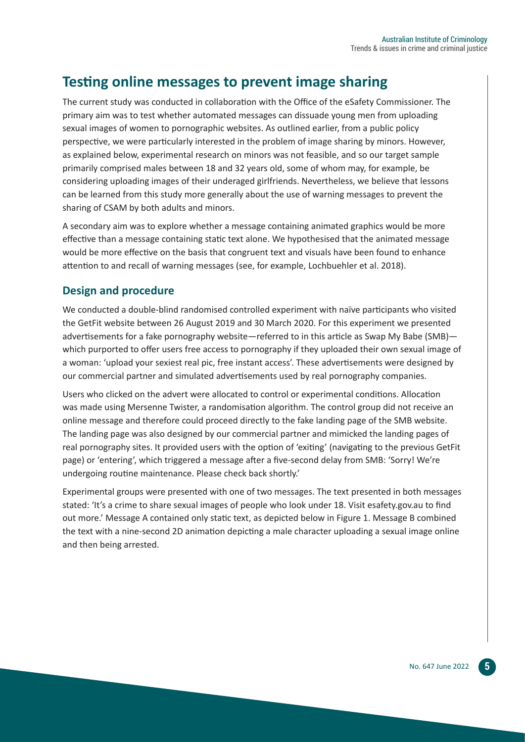## Testing online messages to prevent image sharing

The current study was conducted in collaboration with the Office of the eSafety Commissioner. The primary aim was to test whether automated messages can dissuade young men from uploading sexual images of women to pornographic websites. As outlined earlier, from a public policy perspective, we were particularly interested in the problem of image sharing by minors. However, as explained below, experimental research on minors was not feasible, and so our target sample primarily comprised males between 18 and 32 years old, some of whom may, for example, be considering uploading images of their underaged girlfriends. Nevertheless, we believe that lessons can be learned from this study more generally about the use of warning messages to prevent the sharing of CSAM by both adults and minors.

A secondary aim was to explore whether a message containing animated graphics would be more effective than a message containing static text alone. We hypothesised that the animated message would be more effective on the basis that congruent text and visuals have been found to enhance attention to and recall of warning messages (see, for example, Lochbuehler et al. 2018).

### Design and procedure

We conducted a double-blind randomised controlled experiment with naïve participants who visited the GetFit website between 26 August 2019 and 30 March 2020. For this experiment we presented advertisements for a fake pornography website—referred to in this article as Swap My Babe (SMB)—which purported to offer users free access to pornography if they uploaded their own sexual image of a woman: 'upload your sexiest real pic, free instant access'. These advertisements were designed by our commercial partner and simulated advertisements used by real pornography companies.

Users who clicked on the advert were allocated to control or experimental conditions. Allocation was made using Mersenne Twister, a randomisation algorithm. The control group did not receive an online message and therefore could proceed directly to the fake landing page of the SMB website. The landing page was also designed by our commercial partner and mimicked the landing pages of real pornography sites. It provided users with the option of 'exiting' (navigating to the previous GetFit page) or 'entering', which triggered a message after a five-second delay from SMB: 'Sorry! We're undergoing routine maintenance. Please check back shortly.'

Experimental groups were presented with one of two messages. The text presented in both messages stated: 'It's a crime to share sexual images of people who look under 18. Visit esafety.gov.au to find out more.' Message A contained only static text, as depicted below in Figure 1. Message B combined the text with a nine-second 2D animation depicting a male character uploading a sexual image online and then being arrested.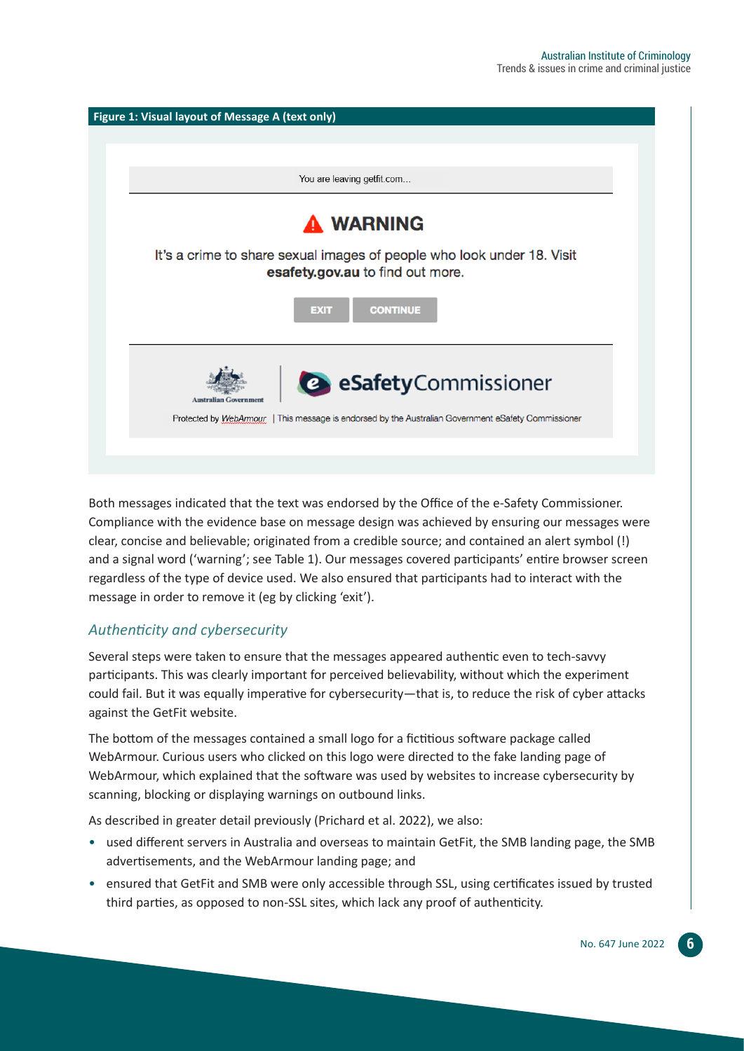**Figure 1: Visual layout of Message A (text only)**

You are leaving getfit.com...

**WARNING**

It's a crime to share sexual images of people who look under 18. Visit **esafety.gov.au** to find out more.

EXIT CONTINUE

Australian Government | eSafetyCommissioner

Protected by WebArmour | This message is endorsed by the Australian Government eSafety Commissioner

Both messages indicated that the text was endorsed by the Office of the e-Safety Commissioner. Compliance with the evidence base on message design was achieved by ensuring our messages were clear, concise and believable; originated from a credible source; and contained an alert symbol (!) and a signal word ('warning'; see Table 1). Our messages covered participants' entire browser screen regardless of the type of device used. We also ensured that participants had to interact with the message in order to remove it (eg by clicking 'exit').

### *Authenticity and cybersecurity*

Several steps were taken to ensure that the messages appeared authentic even to tech-savvy participants. This was clearly important for perceived believability, without which the experiment could fail. But it was equally imperative for cybersecurity—that is, to reduce the risk of cyber attacks against the GetFit website.

The bottom of the messages contained a small logo for a fictitious software package called WebArmour. Curious users who clicked on this logo were directed to the fake landing page of WebArmour, which explained that the software was used by websites to increase cybersecurity by scanning, blocking or displaying warnings on outbound links.

As described in greater detail previously (Prichard et al. 2022), we also:

- used different servers in Australia and overseas to maintain GetFit, the SMB landing page, the SMB advertisements, and the WebArmour landing page; and
- ensured that GetFit and SMB were only accessible through SSL, using certificates issued by trusted third parties, as opposed to non-SSL sites, which lack any proof of authenticity.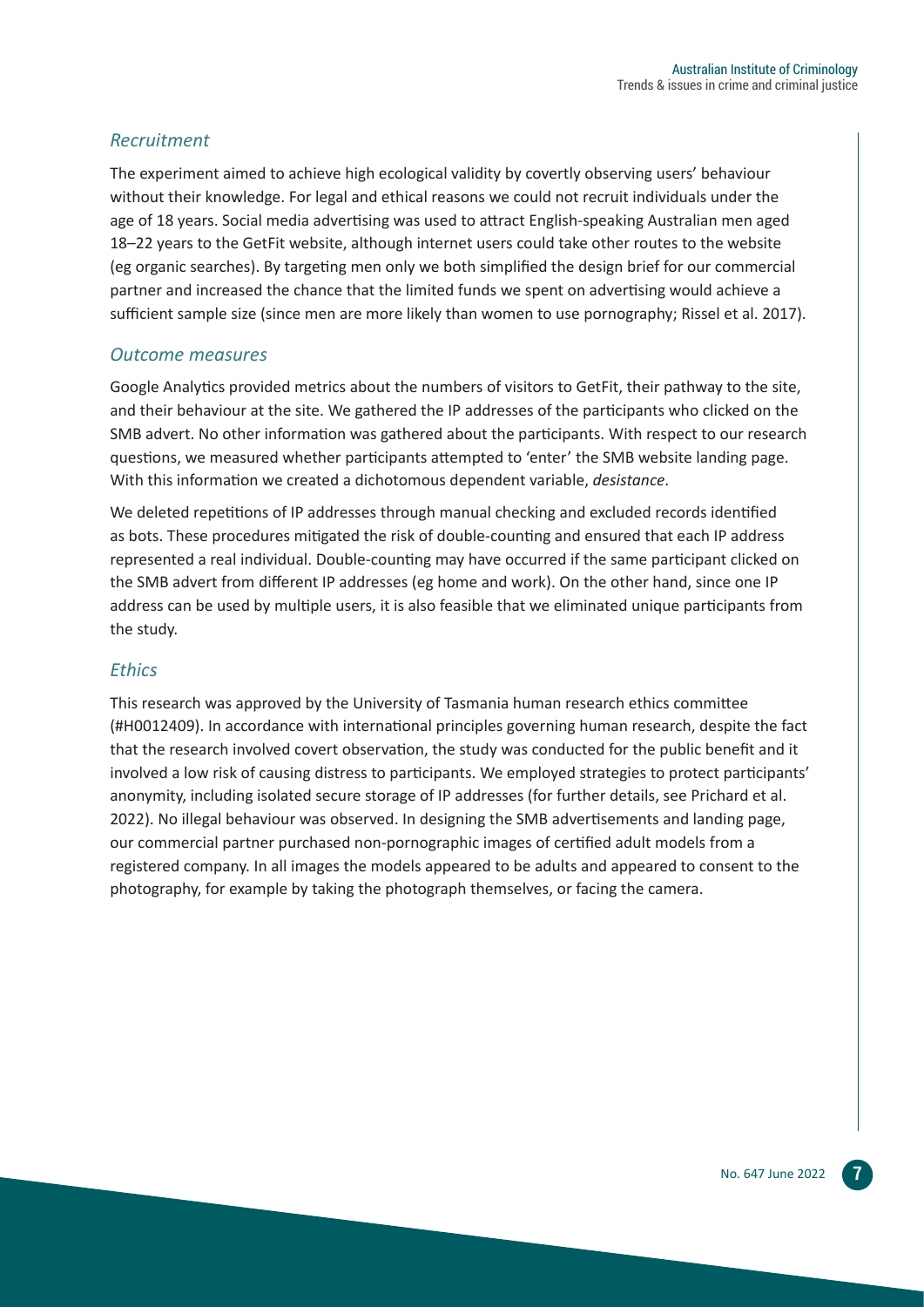### *Recruitment*

The experiment aimed to achieve high ecological validity by covertly observing users' behaviour without their knowledge. For legal and ethical reasons we could not recruit individuals under the age of 18 years. Social media advertising was used to attract English-speaking Australian men aged 18–22 years to the GetFit website, although internet users could take other routes to the website (eg organic searches). By targeting men only we both simplified the design brief for our commercial partner and increased the chance that the limited funds we spent on advertising would achieve a sufficient sample size (since men are more likely than women to use pornography; Rissel et al. 2017).

### *Outcome measures*

Google Analytics provided metrics about the numbers of visitors to GetFit, their pathway to the site, and their behaviour at the site. We gathered the IP addresses of the participants who clicked on the SMB advert. No other information was gathered about the participants. With respect to our research questions, we measured whether participants attempted to 'enter' the SMB website landing page. With this information we created a dichotomous dependent variable, *desistance*.

We deleted repetitions of IP addresses through manual checking and excluded records identified as bots. These procedures mitigated the risk of double-counting and ensured that each IP address represented a real individual. Double-counting may have occurred if the same participant clicked on the SMB advert from different IP addresses (eg home and work). On the other hand, since one IP address can be used by multiple users, it is also feasible that we eliminated unique participants from the study.

### *Ethics*

This research was approved by the University of Tasmania human research ethics committee (#H0012409). In accordance with international principles governing human research, despite the fact that the research involved covert observation, the study was conducted for the public benefit and it involved a low risk of causing distress to participants. We employed strategies to protect participants' anonymity, including isolated secure storage of IP addresses (for further details, see Prichard et al. 2022). No illegal behaviour was observed. In designing the SMB advertisements and landing page, our commercial partner purchased non-pornographic images of certified adult models from a registered company. In all images the models appeared to be adults and appeared to consent to the photography, for example by taking the photograph themselves, or facing the camera.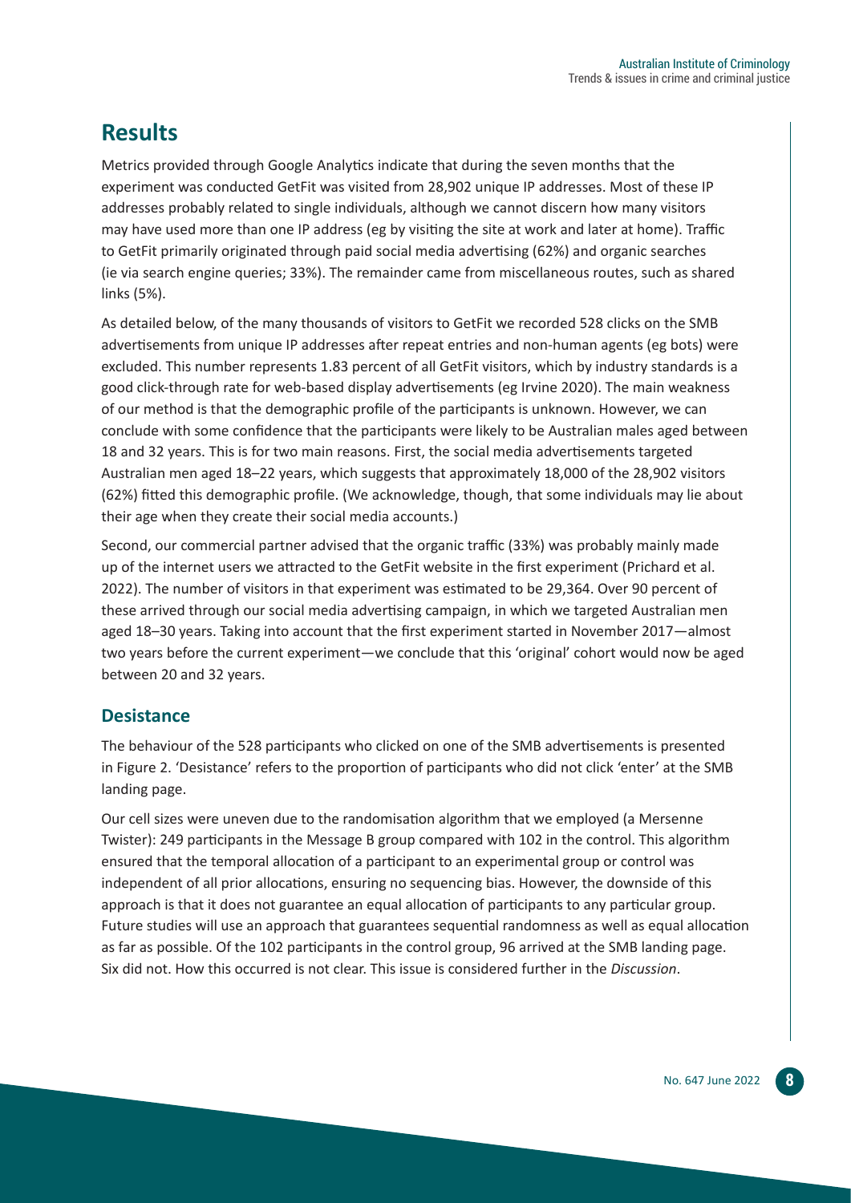## Results

Metrics provided through Google Analytics indicate that during the seven months that the experiment was conducted GetFit was visited from 28,902 unique IP addresses. Most of these IP addresses probably related to single individuals, although we cannot discern how many visitors may have used more than one IP address (eg by visiting the site at work and later at home). Traffic to GetFit primarily originated through paid social media advertising (62%) and organic searches (ie via search engine queries; 33%). The remainder came from miscellaneous routes, such as shared links (5%).

As detailed below, of the many thousands of visitors to GetFit we recorded 528 clicks on the SMB advertisements from unique IP addresses after repeat entries and non-human agents (eg bots) were excluded. This number represents 1.83 percent of all GetFit visitors, which by industry standards is a good click-through rate for web-based display advertisements (eg Irvine 2020). The main weakness of our method is that the demographic profile of the participants is unknown. However, we can conclude with some confidence that the participants were likely to be Australian males aged between 18 and 32 years. This is for two main reasons. First, the social media advertisements targeted Australian men aged 18–22 years, which suggests that approximately 18,000 of the 28,902 visitors (62%) fitted this demographic profile. (We acknowledge, though, that some individuals may lie about their age when they create their social media accounts.)

Second, our commercial partner advised that the organic traffic (33%) was probably mainly made up of the internet users we attracted to the GetFit website in the first experiment (Prichard et al. 2022). The number of visitors in that experiment was estimated to be 29,364. Over 90 percent of these arrived through our social media advertising campaign, in which we targeted Australian men aged 18–30 years. Taking into account that the first experiment started in November 2017—almost two years before the current experiment—we conclude that this 'original' cohort would now be aged between 20 and 32 years.

### Desistance

The behaviour of the 528 participants who clicked on one of the SMB advertisements is presented in Figure 2. 'Desistance' refers to the proportion of participants who did not click 'enter' at the SMB landing page.

Our cell sizes were uneven due to the randomisation algorithm that we employed (a Mersenne Twister): 249 participants in the Message B group compared with 102 in the control. This algorithm ensured that the temporal allocation of a participant to an experimental group or control was independent of all prior allocations, ensuring no sequencing bias. However, the downside of this approach is that it does not guarantee an equal allocation of participants to any particular group. Future studies will use an approach that guarantees sequential randomness as well as equal allocation as far as possible. Of the 102 participants in the control group, 96 arrived at the SMB landing page. Six did not. How this occurred is not clear. This issue is considered further in the *Discussion*.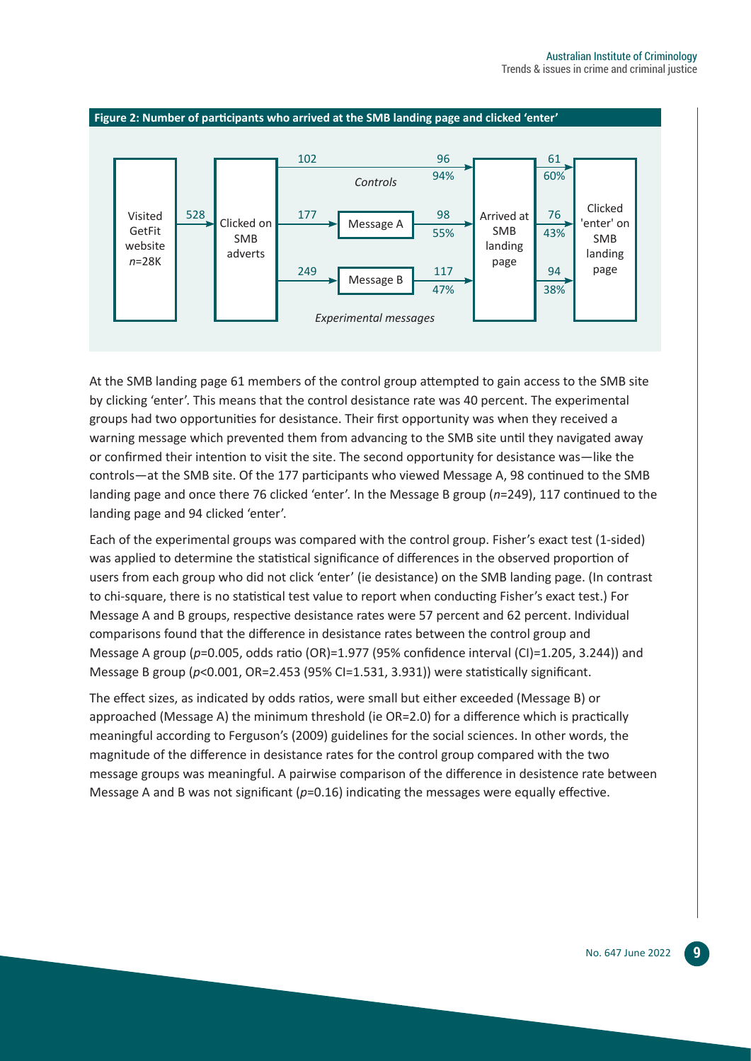**Figure 2: Number of participants who arrived at the SMB landing page and clicked 'enter'**

| Stage | Controls | Message A | Message B |
|---|---|---|---|
| Visited GetFit website | *n*=28K | | |
| Clicked on SMB adverts | 528 | | |
| Allocated | 102 | 177 | 249 |
| Arrived at SMB landing page | 96 (94%) | 98 (55%) | 117 (47%) |
| Clicked 'enter' on SMB landing page | 61 (60%) | 76 (43%) | 94 (38%) |

At the SMB landing page 61 members of the control group attempted to gain access to the SMB site by clicking 'enter'. This means that the control desistance rate was 40 percent. The experimental groups had two opportunities for desistance. Their first opportunity was when they received a warning message which prevented them from advancing to the SMB site until they navigated away or confirmed their intention to visit the site. The second opportunity for desistance was—like the controls—at the SMB site. Of the 177 participants who viewed Message A, 98 continued to the SMB landing page and once there 76 clicked 'enter'. In the Message B group (*n*=249), 117 continued to the landing page and 94 clicked 'enter'.

Each of the experimental groups was compared with the control group. Fisher's exact test (1-sided) was applied to determine the statistical significance of differences in the observed proportion of users from each group who did not click 'enter' (ie desistance) on the SMB landing page. (In contrast to chi-square, there is no statistical test value to report when conducting Fisher's exact test.) For Message A and B groups, respective desistance rates were 57 percent and 62 percent. Individual comparisons found that the difference in desistance rates between the control group and Message A group ($p$=0.005, odds ratio (OR)=1.977 (95% confidence interval (CI)=1.205, 3.244)) and Message B group ($p$<0.001, OR=2.453 (95% CI=1.531, 3.931)) were statistically significant.

The effect sizes, as indicated by odds ratios, were small but either exceeded (Message B) or approached (Message A) the minimum threshold (ie OR=2.0) for a difference which is practically meaningful according to Ferguson's (2009) guidelines for the social sciences. In other words, the magnitude of the difference in desistance rates for the control group compared with the two message groups was meaningful. A pairwise comparison of the difference in desistence rate between Message A and B was not significant ($p$=0.16) indicating the messages were equally effective.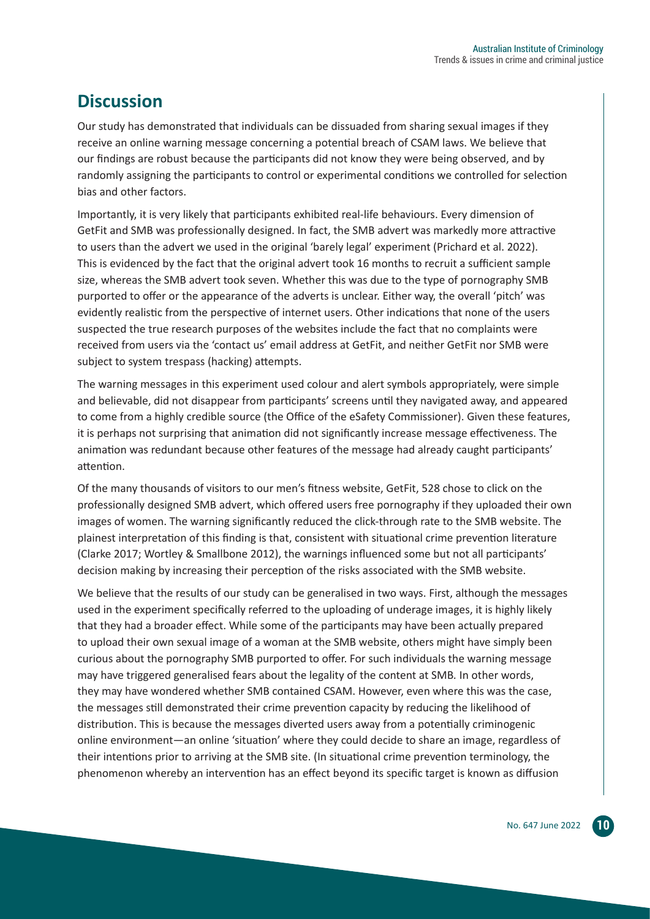## Discussion

Our study has demonstrated that individuals can be dissuaded from sharing sexual images if they receive an online warning message concerning a potential breach of CSAM laws. We believe that our findings are robust because the participants did not know they were being observed, and by randomly assigning the participants to control or experimental conditions we controlled for selection bias and other factors.

Importantly, it is very likely that participants exhibited real-life behaviours. Every dimension of GetFit and SMB was professionally designed. In fact, the SMB advert was markedly more attractive to users than the advert we used in the original 'barely legal' experiment (Prichard et al. 2022). This is evidenced by the fact that the original advert took 16 months to recruit a sufficient sample size, whereas the SMB advert took seven. Whether this was due to the type of pornography SMB purported to offer or the appearance of the adverts is unclear. Either way, the overall 'pitch' was evidently realistic from the perspective of internet users. Other indications that none of the users suspected the true research purposes of the websites include the fact that no complaints were received from users via the 'contact us' email address at GetFit, and neither GetFit nor SMB were subject to system trespass (hacking) attempts.

The warning messages in this experiment used colour and alert symbols appropriately, were simple and believable, did not disappear from participants' screens until they navigated away, and appeared to come from a highly credible source (the Office of the eSafety Commissioner). Given these features, it is perhaps not surprising that animation did not significantly increase message effectiveness. The animation was redundant because other features of the message had already caught participants' attention.

Of the many thousands of visitors to our men's fitness website, GetFit, 528 chose to click on the professionally designed SMB advert, which offered users free pornography if they uploaded their own images of women. The warning significantly reduced the click-through rate to the SMB website. The plainest interpretation of this finding is that, consistent with situational crime prevention literature (Clarke 2017; Wortley & Smallbone 2012), the warnings influenced some but not all participants' decision making by increasing their perception of the risks associated with the SMB website.

We believe that the results of our study can be generalised in two ways. First, although the messages used in the experiment specifically referred to the uploading of underage images, it is highly likely that they had a broader effect. While some of the participants may have been actually prepared to upload their own sexual image of a woman at the SMB website, others might have simply been curious about the pornography SMB purported to offer. For such individuals the warning message may have triggered generalised fears about the legality of the content at SMB. In other words, they may have wondered whether SMB contained CSAM. However, even where this was the case, the messages still demonstrated their crime prevention capacity by reducing the likelihood of distribution. This is because the messages diverted users away from a potentially criminogenic online environment—an online 'situation' where they could decide to share an image, regardless of their intentions prior to arriving at the SMB site. (In situational crime prevention terminology, the phenomenon whereby an intervention has an effect beyond its specific target is known as diffusion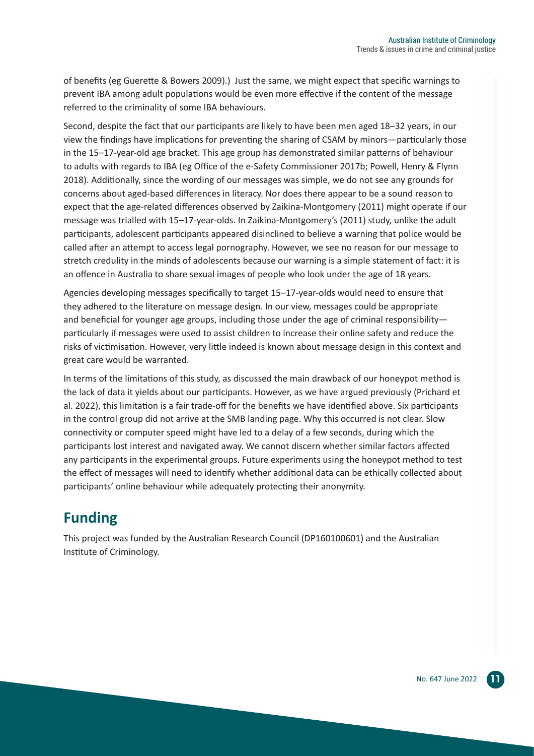of benefits (eg Guerette & Bowers 2009).) Just the same, we might expect that specific warnings to prevent IBA among adult populations would be even more effective if the content of the message referred to the criminality of some IBA behaviours.

Second, despite the fact that our participants are likely to have been men aged 18–32 years, in our view the findings have implications for preventing the sharing of CSAM by minors—particularly those in the 15–17-year-old age bracket. This age group has demonstrated similar patterns of behaviour to adults with regards to IBA (eg Office of the e-Safety Commissioner 2017b; Powell, Henry & Flynn 2018). Additionally, since the wording of our messages was simple, we do not see any grounds for concerns about aged-based differences in literacy. Nor does there appear to be a sound reason to expect that the age-related differences observed by Zaikina-Montgomery (2011) might operate if our message was trialled with 15–17-year-olds. In Zaikina-Montgomery's (2011) study, unlike the adult participants, adolescent participants appeared disinclined to believe a warning that police would be called after an attempt to access legal pornography. However, we see no reason for our message to stretch credulity in the minds of adolescents because our warning is a simple statement of fact: it is an offence in Australia to share sexual images of people who look under the age of 18 years.

Agencies developing messages specifically to target 15–17-year-olds would need to ensure that they adhered to the literature on message design. In our view, messages could be appropriate and beneficial for younger age groups, including those under the age of criminal responsibility—particularly if messages were used to assist children to increase their online safety and reduce the risks of victimisation. However, very little indeed is known about message design in this context and great care would be warranted.

In terms of the limitations of this study, as discussed the main drawback of our honeypot method is the lack of data it yields about our participants. However, as we have argued previously (Prichard et al. 2022), this limitation is a fair trade-off for the benefits we have identified above. Six participants in the control group did not arrive at the SMB landing page. Why this occurred is not clear. Slow connectivity or computer speed might have led to a delay of a few seconds, during which the participants lost interest and navigated away. We cannot discern whether similar factors affected any participants in the experimental groups. Future experiments using the honeypot method to test the effect of messages will need to identify whether additional data can be ethically collected about participants' online behaviour while adequately protecting their anonymity.

## Funding

This project was funded by the Australian Research Council (DP160100601) and the Australian Institute of Criminology.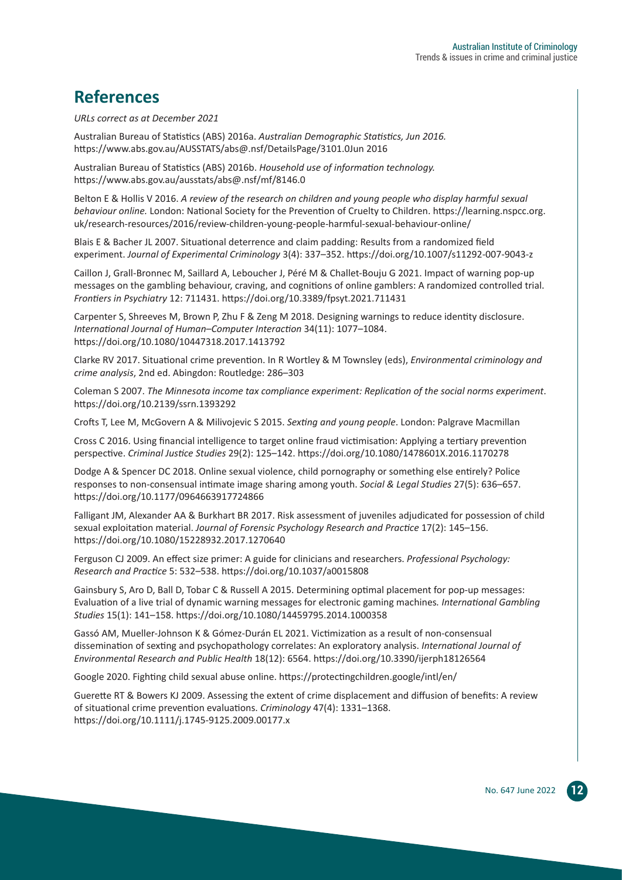## References

*URLs correct as at December 2021*

Australian Bureau of Statistics (ABS) 2016a. *Australian Demographic Statistics, Jun 2016.* https://www.abs.gov.au/AUSSTATS/abs@.nsf/DetailsPage/3101.0Jun 2016

Australian Bureau of Statistics (ABS) 2016b. *Household use of information technology.* https://www.abs.gov.au/ausstats/abs@.nsf/mf/8146.0

Belton E & Hollis V 2016. *A review of the research on children and young people who display harmful sexual behaviour online.* London: National Society for the Prevention of Cruelty to Children. https://learning.nspcc.org.uk/research-resources/2016/review-children-young-people-harmful-sexual-behaviour-online/

Blais E & Bacher JL 2007. Situational deterrence and claim padding: Results from a randomized field experiment. *Journal of Experimental Criminology* 3(4): 337–352. https://doi.org/10.1007/s11292-007-9043-z

Caillon J, Grall-Bronnec M, Saillard A, Leboucher J, Péré M & Challet-Bouju G 2021. Impact of warning pop-up messages on the gambling behaviour, craving, and cognitions of online gamblers: A randomized controlled trial. *Frontiers in Psychiatry* 12: 711431. https://doi.org/10.3389/fpsyt.2021.711431

Carpenter S, Shreeves M, Brown P, Zhu F & Zeng M 2018. Designing warnings to reduce identity disclosure. *International Journal of Human–Computer Interaction* 34(11): 1077–1084. https://doi.org/10.1080/10447318.2017.1413792

Clarke RV 2017. Situational crime prevention. In R Wortley & M Townsley (eds), *Environmental criminology and crime analysis*, 2nd ed. Abingdon: Routledge: 286–303

Coleman S 2007. *The Minnesota income tax compliance experiment: Replication of the social norms experiment*. https://doi.org/10.2139/ssrn.1393292

Crofts T, Lee M, McGovern A & Milivojevic S 2015. *Sexting and young people*. London: Palgrave Macmillan

Cross C 2016. Using financial intelligence to target online fraud victimisation: Applying a tertiary prevention perspective. *Criminal Justice Studies* 29(2): 125–142. https://doi.org/10.1080/1478601X.2016.1170278

Dodge A & Spencer DC 2018. Online sexual violence, child pornography or something else entirely? Police responses to non-consensual intimate image sharing among youth. *Social & Legal Studies* 27(5): 636–657. https://doi.org/10.1177/0964663917724866

Falligant JM, Alexander AA & Burkhart BR 2017. Risk assessment of juveniles adjudicated for possession of child sexual exploitation material. *Journal of Forensic Psychology Research and Practice* 17(2): 145–156. https://doi.org/10.1080/15228932.2017.1270640

Ferguson CJ 2009. An effect size primer: A guide for clinicians and researchers. *Professional Psychology: Research and Practice* 5: 532–538. https://doi.org/10.1037/a0015808

Gainsbury S, Aro D, Ball D, Tobar C & Russell A 2015. Determining optimal placement for pop-up messages: Evaluation of a live trial of dynamic warning messages for electronic gaming machines. *International Gambling Studies* 15(1): 141–158. https://doi.org/10.1080/14459795.2014.1000358

Gassó AM, Mueller-Johnson K & Gómez-Durán EL 2021. Victimization as a result of non-consensual dissemination of sexting and psychopathology correlates: An exploratory analysis. *International Journal of Environmental Research and Public Health* 18(12): 6564. https://doi.org/10.3390/ijerph18126564

Google 2020. Fighting child sexual abuse online. https://protectingchildren.google/intl/en/

Guerette RT & Bowers KJ 2009. Assessing the extent of crime displacement and diffusion of benefits: A review of situational crime prevention evaluations. *Criminology* 47(4): 1331–1368. https://doi.org/10.1111/j.1745-9125.2009.00177.x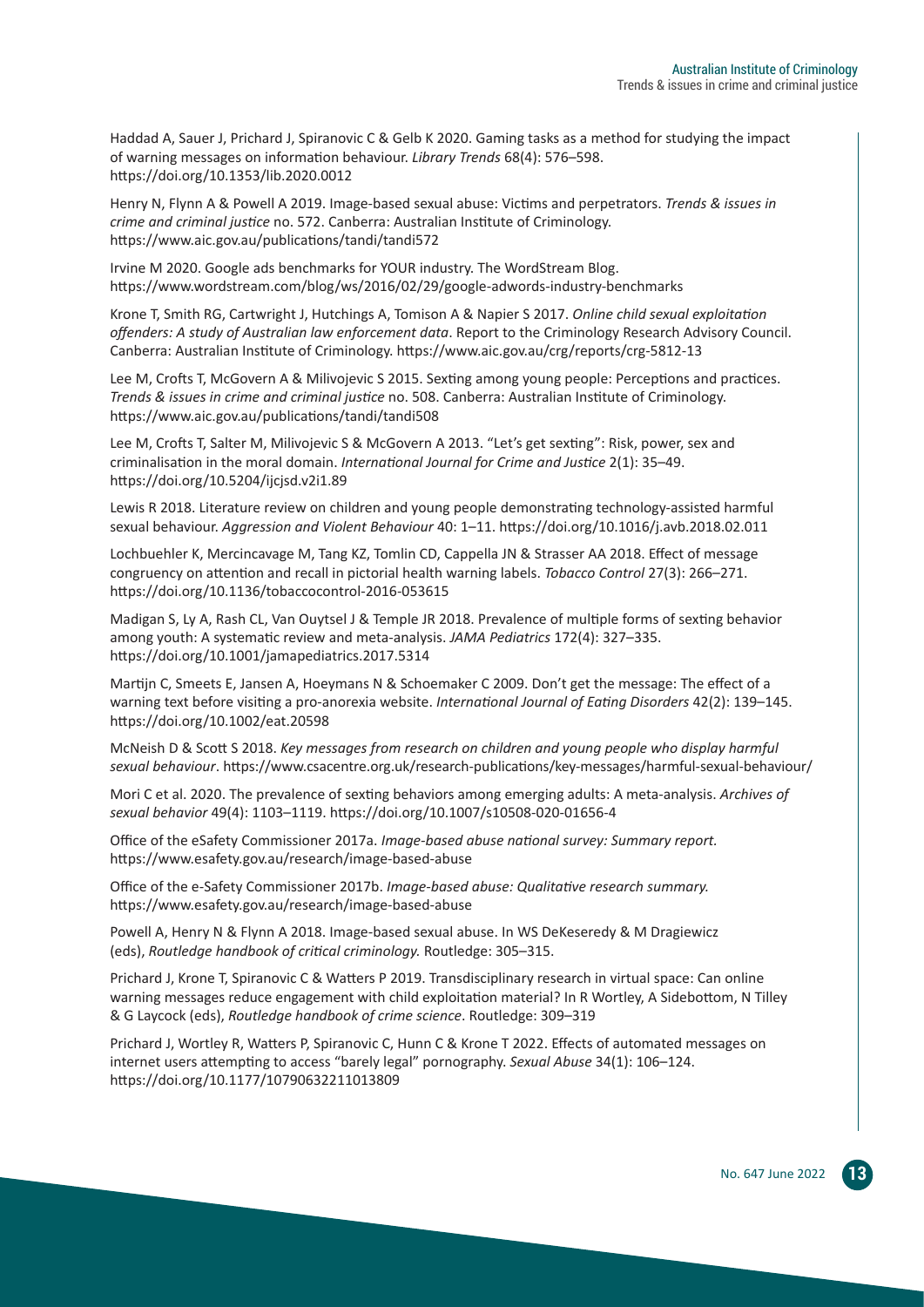Haddad A, Sauer J, Prichard J, Spiranovic C & Gelb K 2020. Gaming tasks as a method for studying the impact of warning messages on information behaviour. *Library Trends* 68(4): 576–598. https://doi.org/10.1353/lib.2020.0012

Henry N, Flynn A & Powell A 2019. Image-based sexual abuse: Victims and perpetrators. *Trends & issues in crime and criminal justice* no. 572. Canberra: Australian Institute of Criminology. https://www.aic.gov.au/publications/tandi/tandi572

Irvine M 2020. Google ads benchmarks for YOUR industry. The WordStream Blog. https://www.wordstream.com/blog/ws/2016/02/29/google-adwords-industry-benchmarks

Krone T, Smith RG, Cartwright J, Hutchings A, Tomison A & Napier S 2017. *Online child sexual exploitation offenders: A study of Australian law enforcement data*. Report to the Criminology Research Advisory Council. Canberra: Australian Institute of Criminology. https://www.aic.gov.au/crg/reports/crg-5812-13

Lee M, Crofts T, McGovern A & Milivojevic S 2015. Sexting among young people: Perceptions and practices. *Trends & issues in crime and criminal justice* no. 508. Canberra: Australian Institute of Criminology. https://www.aic.gov.au/publications/tandi/tandi508

Lee M, Crofts T, Salter M, Milivojevic S & McGovern A 2013. "Let's get sexting": Risk, power, sex and criminalisation in the moral domain. *International Journal for Crime and Justice* 2(1): 35–49. https://doi.org/10.5204/ijcjsd.v2i1.89

Lewis R 2018. Literature review on children and young people demonstrating technology-assisted harmful sexual behaviour. *Aggression and Violent Behaviour* 40: 1–11. https://doi.org/10.1016/j.avb.2018.02.011

Lochbuehler K, Mercincavage M, Tang KZ, Tomlin CD, Cappella JN & Strasser AA 2018. Effect of message congruency on attention and recall in pictorial health warning labels. *Tobacco Control* 27(3): 266–271. https://doi.org/10.1136/tobaccocontrol-2016-053615

Madigan S, Ly A, Rash CL, Van Ouytsel J & Temple JR 2018. Prevalence of multiple forms of sexting behavior among youth: A systematic review and meta-analysis. *JAMA Pediatrics* 172(4): 327–335. https://doi.org/10.1001/jamapediatrics.2017.5314

Martijn C, Smeets E, Jansen A, Hoeymans N & Schoemaker C 2009. Don't get the message: The effect of a warning text before visiting a pro-anorexia website. *International Journal of Eating Disorders* 42(2): 139–145. https://doi.org/10.1002/eat.20598

McNeish D & Scott S 2018. *Key messages from research on children and young people who display harmful sexual behaviour*. https://www.csacentre.org.uk/research-publications/key-messages/harmful-sexual-behaviour/

Mori C et al. 2020. The prevalence of sexting behaviors among emerging adults: A meta-analysis. *Archives of sexual behavior* 49(4): 1103–1119. https://doi.org/10.1007/s10508-020-01656-4

Office of the eSafety Commissioner 2017a. *Image-based abuse national survey: Summary report.* https://www.esafety.gov.au/research/image-based-abuse

Office of the e-Safety Commissioner 2017b. *Image-based abuse: Qualitative research summary.* https://www.esafety.gov.au/research/image-based-abuse

Powell A, Henry N & Flynn A 2018. Image-based sexual abuse. In WS DeKeseredy & M Dragiewicz (eds), *Routledge handbook of critical criminology.* Routledge: 305–315.

Prichard J, Krone T, Spiranovic C & Watters P 2019. Transdisciplinary research in virtual space: Can online warning messages reduce engagement with child exploitation material? In R Wortley, A Sidebottom, N Tilley & G Laycock (eds), *Routledge handbook of crime science*. Routledge: 309–319

Prichard J, Wortley R, Watters P, Spiranovic C, Hunn C & Krone T 2022. Effects of automated messages on internet users attempting to access "barely legal" pornography. *Sexual Abuse* 34(1): 106–124. https://doi.org/10.1177/10790632211013809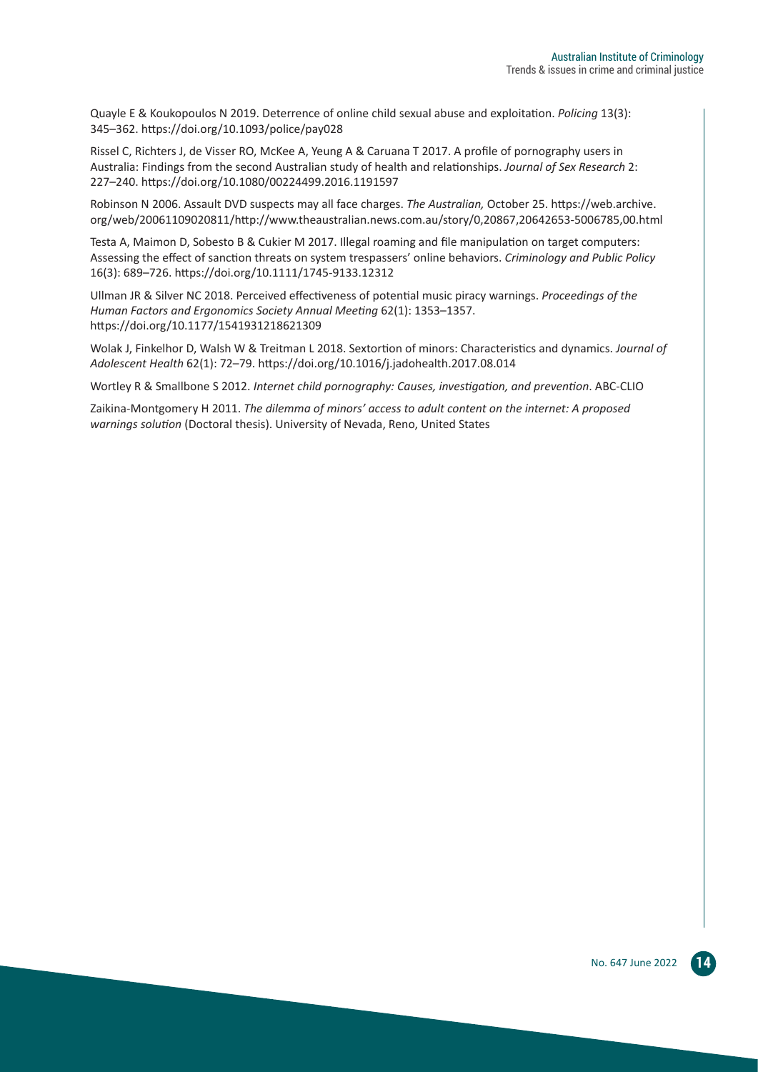Quayle E & Koukopoulos N 2019. Deterrence of online child sexual abuse and exploitation. *Policing* 13(3): 345–362. https://doi.org/10.1093/police/pay028

Rissel C, Richters J, de Visser RO, McKee A, Yeung A & Caruana T 2017. A profile of pornography users in Australia: Findings from the second Australian study of health and relationships. *Journal of Sex Research* 2: 227–240. https://doi.org/10.1080/00224499.2016.1191597

Robinson N 2006. Assault DVD suspects may all face charges. *The Australian,* October 25. https://web.archive.org/web/20061109020811/http://www.theaustralian.news.com.au/story/0,20867,20642653-5006785,00.html

Testa A, Maimon D, Sobesto B & Cukier M 2017. Illegal roaming and file manipulation on target computers: Assessing the effect of sanction threats on system trespassers' online behaviors. *Criminology and Public Policy* 16(3): 689–726. https://doi.org/10.1111/1745-9133.12312

Ullman JR & Silver NC 2018. Perceived effectiveness of potential music piracy warnings. *Proceedings of the Human Factors and Ergonomics Society Annual Meeting* 62(1): 1353–1357. https://doi.org/10.1177/1541931218621309

Wolak J, Finkelhor D, Walsh W & Treitman L 2018. Sextortion of minors: Characteristics and dynamics. *Journal of Adolescent Health* 62(1): 72–79. https://doi.org/10.1016/j.jadohealth.2017.08.014

Wortley R & Smallbone S 2012. *Internet child pornography: Causes, investigation, and prevention*. ABC-CLIO

Zaikina-Montgomery H 2011. *The dilemma of minors' access to adult content on the internet: A proposed warnings solution* (Doctoral thesis). University of Nevada, Reno, United States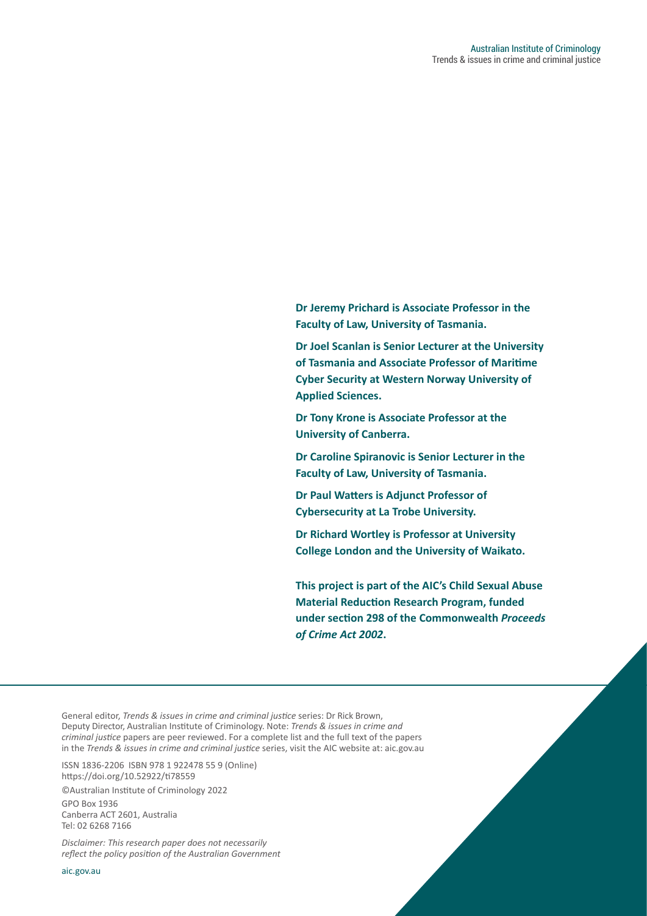**Dr Jeremy Prichard is Associate Professor in the Faculty of Law, University of Tasmania.**

**Dr Joel Scanlan is Senior Lecturer at the University of Tasmania and Associate Professor of Maritime Cyber Security at Western Norway University of Applied Sciences.**

**Dr Tony Krone is Associate Professor at the University of Canberra.**

**Dr Caroline Spiranovic is Senior Lecturer in the Faculty of Law, University of Tasmania.**

**Dr Paul Watters is Adjunct Professor of Cybersecurity at La Trobe University.**

**Dr Richard Wortley is Professor at University College London and the University of Waikato.**

**This project is part of the AIC's Child Sexual Abuse Material Reduction Research Program, funded under section 298 of the Commonwealth *Proceeds of Crime Act 2002*.**

General editor, *Trends & issues in crime and criminal justice* series: Dr Rick Brown, Deputy Director, Australian Institute of Criminology. Note: *Trends & issues in crime and criminal justice* papers are peer reviewed. For a complete list and the full text of the papers in the *Trends & issues in crime and criminal justice* series, visit the AIC website at: aic.gov.au

ISSN 1836-2206 ISBN 978 1 922478 55 9 (Online)
https://doi.org/10.52922/ti78559

©Australian Institute of Criminology 2022

GPO Box 1936
Canberra ACT 2601, Australia
Tel: 02 6268 7166

*Disclaimer: This research paper does not necessarily reflect the policy position of the Australian Government*

aic.gov.au